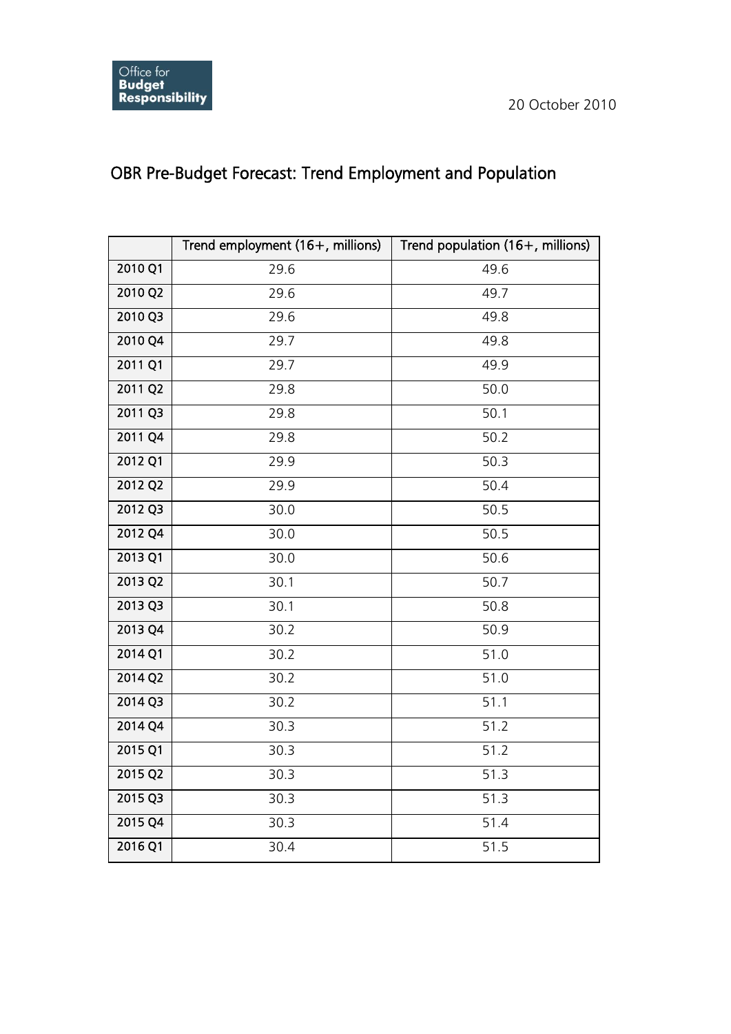Office for Budget Responsibility

20 October 2010

# OBR Pre-Budget Forecast: Trend Employment and Population

| | Trend employment (16+, millions) | Trend population (16+, millions) |
|---|---|---|
| 2010 Q1 | 29.6 | 49.6 |
| 2010 Q2 | 29.6 | 49.7 |
| 2010 Q3 | 29.6 | 49.8 |
| 2010 Q4 | 29.7 | 49.8 |
| 2011 Q1 | 29.7 | 49.9 |
| 2011 Q2 | 29.8 | 50.0 |
| 2011 Q3 | 29.8 | 50.1 |
| 2011 Q4 | 29.8 | 50.2 |
| 2012 Q1 | 29.9 | 50.3 |
| 2012 Q2 | 29.9 | 50.4 |
| 2012 Q3 | 30.0 | 50.5 |
| 2012 Q4 | 30.0 | 50.5 |
| 2013 Q1 | 30.0 | 50.6 |
| 2013 Q2 | 30.1 | 50.7 |
| 2013 Q3 | 30.1 | 50.8 |
| 2013 Q4 | 30.2 | 50.9 |
| 2014 Q1 | 30.2 | 51.0 |
| 2014 Q2 | 30.2 | 51.0 |
| 2014 Q3 | 30.2 | 51.1 |
| 2014 Q4 | 30.3 | 51.2 |
| 2015 Q1 | 30.3 | 51.2 |
| 2015 Q2 | 30.3 | 51.3 |
| 2015 Q3 | 30.3 | 51.3 |
| 2015 Q4 | 30.3 | 51.4 |
| 2016 Q1 | 30.4 | 51.5 |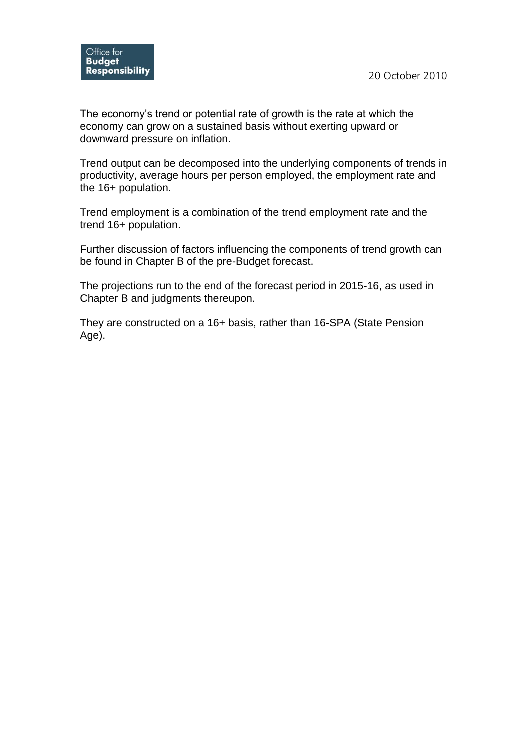The economy's trend or potential rate of growth is the rate at which the economy can grow on a sustained basis without exerting upward or downward pressure on inflation.

Trend output can be decomposed into the underlying components of trends in productivity, average hours per person employed, the employment rate and the 16+ population.

Trend employment is a combination of the trend employment rate and the trend 16+ population.

Further discussion of factors influencing the components of trend growth can be found in Chapter B of the pre-Budget forecast.

The projections run to the end of the forecast period in 2015-16, as used in Chapter B and judgments thereupon.

They are constructed on a 16+ basis, rather than 16-SPA (State Pension Age).